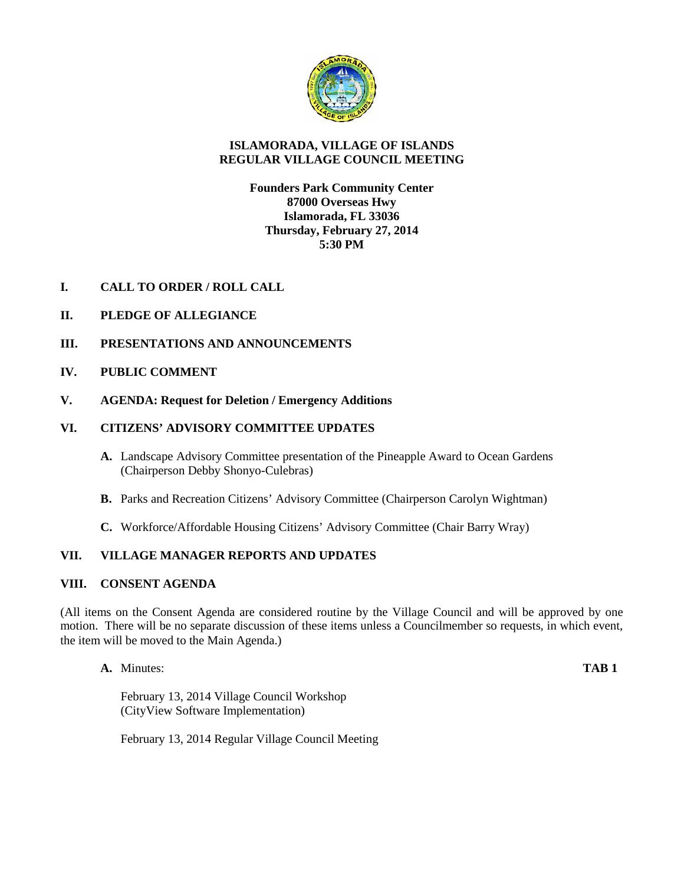# ISLAMORADA, VILLAGE OF ISLANDS
# REGULAR VILLAGE COUNCIL MEETING

**Founders Park Community Center**
**87000 Overseas Hwy**
**Islamorada, FL 33036**
**Thursday, February 27, 2014**
**5:30 PM**

## I. CALL TO ORDER / ROLL CALL

## II. PLEDGE OF ALLEGIANCE

## III. PRESENTATIONS AND ANNOUNCEMENTS

## IV. PUBLIC COMMENT

## V. AGENDA: Request for Deletion / Emergency Additions

## VI. CITIZENS' ADVISORY COMMITTEE UPDATES

**A.** Landscape Advisory Committee presentation of the Pineapple Award to Ocean Gardens (Chairperson Debby Shonyo-Culebras)

**B.** Parks and Recreation Citizens' Advisory Committee (Chairperson Carolyn Wightman)

**C.** Workforce/Affordable Housing Citizens' Advisory Committee (Chair Barry Wray)

## VII. VILLAGE MANAGER REPORTS AND UPDATES

## VIII. CONSENT AGENDA

(All items on the Consent Agenda are considered routine by the Village Council and will be approved by one motion. There will be no separate discussion of these items unless a Councilmember so requests, in which event, the item will be moved to the Main Agenda.)

**A.** Minutes: **TAB 1**

February 13, 2014 Village Council Workshop
(CityView Software Implementation)

February 13, 2014 Regular Village Council Meeting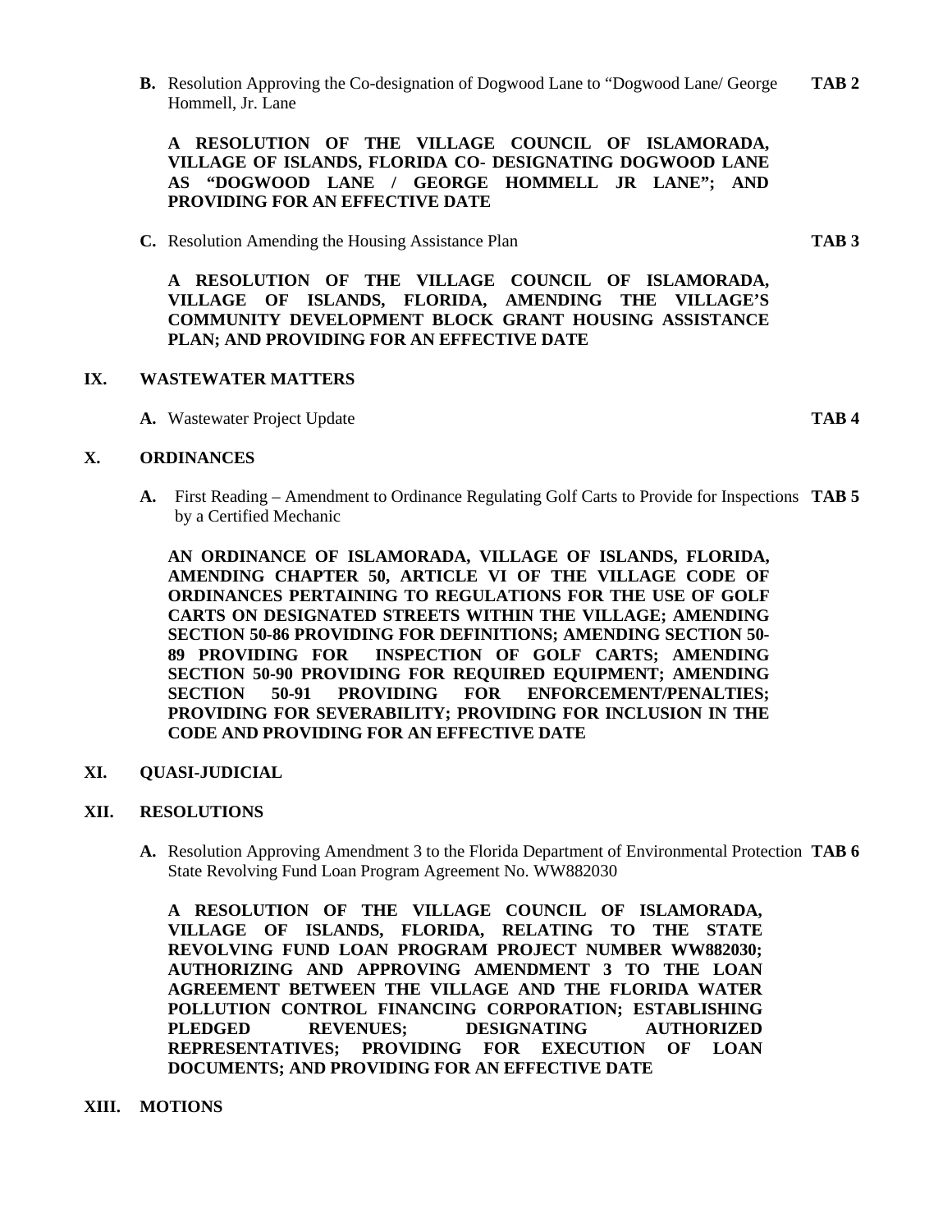**B.** Resolution Approving the Co-designation of Dogwood Lane to "Dogwood Lane/ George Hommell, Jr. Lane **TAB 2**

**A RESOLUTION OF THE VILLAGE COUNCIL OF ISLAMORADA, VILLAGE OF ISLANDS, FLORIDA CO- DESIGNATING DOGWOOD LANE AS "DOGWOOD LANE / GEORGE HOMMELL JR LANE"; AND PROVIDING FOR AN EFFECTIVE DATE**

**C.** Resolution Amending the Housing Assistance Plan **TAB 3**

**A RESOLUTION OF THE VILLAGE COUNCIL OF ISLAMORADA, VILLAGE OF ISLANDS, FLORIDA, AMENDING THE VILLAGE'S COMMUNITY DEVELOPMENT BLOCK GRANT HOUSING ASSISTANCE PLAN; AND PROVIDING FOR AN EFFECTIVE DATE**

## IX. WASTEWATER MATTERS

**A.** Wastewater Project Update **TAB 4**

## X. ORDINANCES

**A.** First Reading – Amendment to Ordinance Regulating Golf Carts to Provide for Inspections by a Certified Mechanic **TAB 5**

**AN ORDINANCE OF ISLAMORADA, VILLAGE OF ISLANDS, FLORIDA, AMENDING CHAPTER 50, ARTICLE VI OF THE VILLAGE CODE OF ORDINANCES PERTAINING TO REGULATIONS FOR THE USE OF GOLF CARTS ON DESIGNATED STREETS WITHIN THE VILLAGE; AMENDING SECTION 50-86 PROVIDING FOR DEFINITIONS; AMENDING SECTION 50-89 PROVIDING FOR INSPECTION OF GOLF CARTS; AMENDING SECTION 50-90 PROVIDING FOR REQUIRED EQUIPMENT; AMENDING SECTION 50-91 PROVIDING FOR ENFORCEMENT/PENALTIES; PROVIDING FOR SEVERABILITY; PROVIDING FOR INCLUSION IN THE CODE AND PROVIDING FOR AN EFFECTIVE DATE**

## XI. QUASI-JUDICIAL

## XII. RESOLUTIONS

**A.** Resolution Approving Amendment 3 to the Florida Department of Environmental Protection State Revolving Fund Loan Program Agreement No. WW882030 **TAB 6**

**A RESOLUTION OF THE VILLAGE COUNCIL OF ISLAMORADA, VILLAGE OF ISLANDS, FLORIDA, RELATING TO THE STATE REVOLVING FUND LOAN PROGRAM PROJECT NUMBER WW882030; AUTHORIZING AND APPROVING AMENDMENT 3 TO THE LOAN AGREEMENT BETWEEN THE VILLAGE AND THE FLORIDA WATER POLLUTION CONTROL FINANCING CORPORATION; ESTABLISHING PLEDGED REVENUES; DESIGNATING AUTHORIZED REPRESENTATIVES; PROVIDING FOR EXECUTION OF LOAN DOCUMENTS; AND PROVIDING FOR AN EFFECTIVE DATE**

## XIII. MOTIONS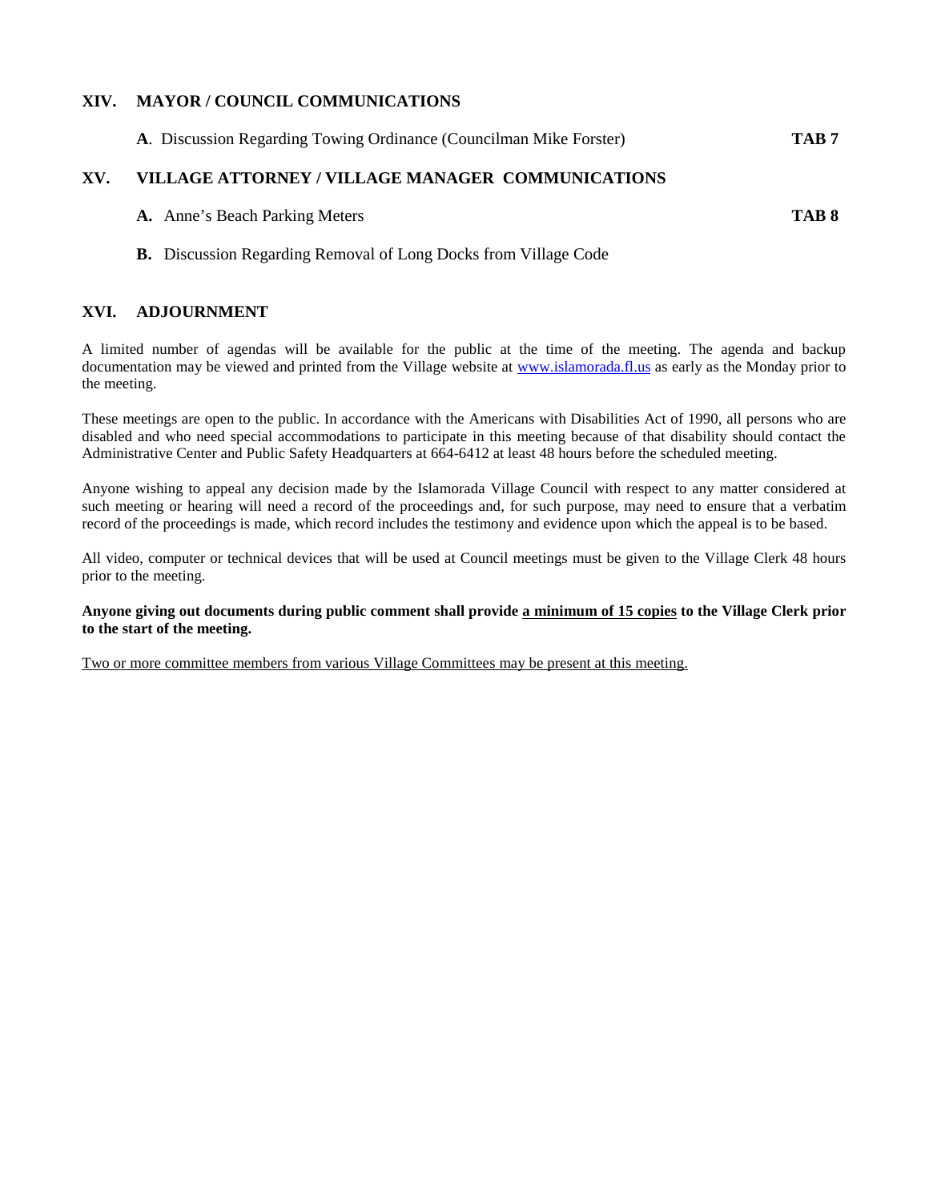## XIV. MAYOR / COUNCIL COMMUNICATIONS

**A**. Discussion Regarding Towing Ordinance (Councilman Mike Forster) **TAB 7**

## XV. VILLAGE ATTORNEY / VILLAGE MANAGER COMMUNICATIONS

**A.** Anne's Beach Parking Meters **TAB 8**

**B.** Discussion Regarding Removal of Long Docks from Village Code

## XVI. ADJOURNMENT

A limited number of agendas will be available for the public at the time of the meeting. The agenda and backup documentation may be viewed and printed from the Village website at www.islamorada.fl.us as early as the Monday prior to the meeting.

These meetings are open to the public. In accordance with the Americans with Disabilities Act of 1990, all persons who are disabled and who need special accommodations to participate in this meeting because of that disability should contact the Administrative Center and Public Safety Headquarters at 664-6412 at least 48 hours before the scheduled meeting.

Anyone wishing to appeal any decision made by the Islamorada Village Council with respect to any matter considered at such meeting or hearing will need a record of the proceedings and, for such purpose, may need to ensure that a verbatim record of the proceedings is made, which record includes the testimony and evidence upon which the appeal is to be based.

All video, computer or technical devices that will be used at Council meetings must be given to the Village Clerk 48 hours prior to the meeting.

**Anyone giving out documents during public comment shall provide <u>a minimum of 15 copies</u> to the Village Clerk prior to the start of the meeting.**

<u>Two or more committee members from various Village Committees may be present at this meeting.</u>